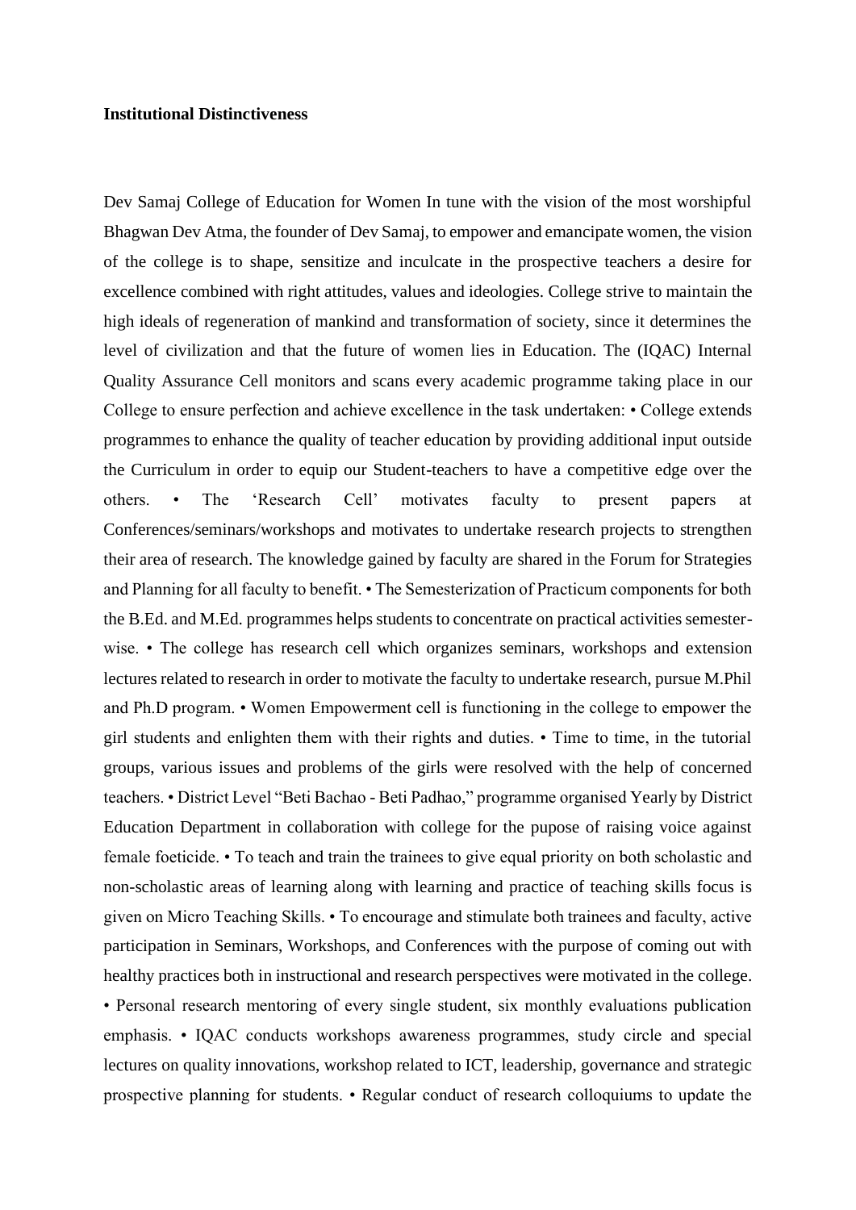**Institutional Distinctiveness**

Dev Samaj College of Education for Women In tune with the vision of the most worshipful Bhagwan Dev Atma, the founder of Dev Samaj, to empower and emancipate women, the vision of the college is to shape, sensitize and inculcate in the prospective teachers a desire for excellence combined with right attitudes, values and ideologies. College strive to maintain the high ideals of regeneration of mankind and transformation of society, since it determines the level of civilization and that the future of women lies in Education. The (IQAC) Internal Quality Assurance Cell monitors and scans every academic programme taking place in our College to ensure perfection and achieve excellence in the task undertaken: • College extends programmes to enhance the quality of teacher education by providing additional input outside the Curriculum in order to equip our Student-teachers to have a competitive edge over the others. • The 'Research Cell' motivates faculty to present papers at Conferences/seminars/workshops and motivates to undertake research projects to strengthen their area of research. The knowledge gained by faculty are shared in the Forum for Strategies and Planning for all faculty to benefit. • The Semesterization of Practicum components for both the B.Ed. and M.Ed. programmes helps students to concentrate on practical activities semester-wise. • The college has research cell which organizes seminars, workshops and extension lectures related to research in order to motivate the faculty to undertake research, pursue M.Phil and Ph.D program. • Women Empowerment cell is functioning in the college to empower the girl students and enlighten them with their rights and duties. • Time to time, in the tutorial groups, various issues and problems of the girls were resolved with the help of concerned teachers. • District Level "Beti Bachao - Beti Padhao," programme organised Yearly by District Education Department in collaboration with college for the pupose of raising voice against female foeticide. • To teach and train the trainees to give equal priority on both scholastic and non-scholastic areas of learning along with learning and practice of teaching skills focus is given on Micro Teaching Skills. • To encourage and stimulate both trainees and faculty, active participation in Seminars, Workshops, and Conferences with the purpose of coming out with healthy practices both in instructional and research perspectives were motivated in the college. • Personal research mentoring of every single student, six monthly evaluations publication emphasis. • IQAC conducts workshops awareness programmes, study circle and special lectures on quality innovations, workshop related to ICT, leadership, governance and strategic prospective planning for students. • Regular conduct of research colloquiums to update the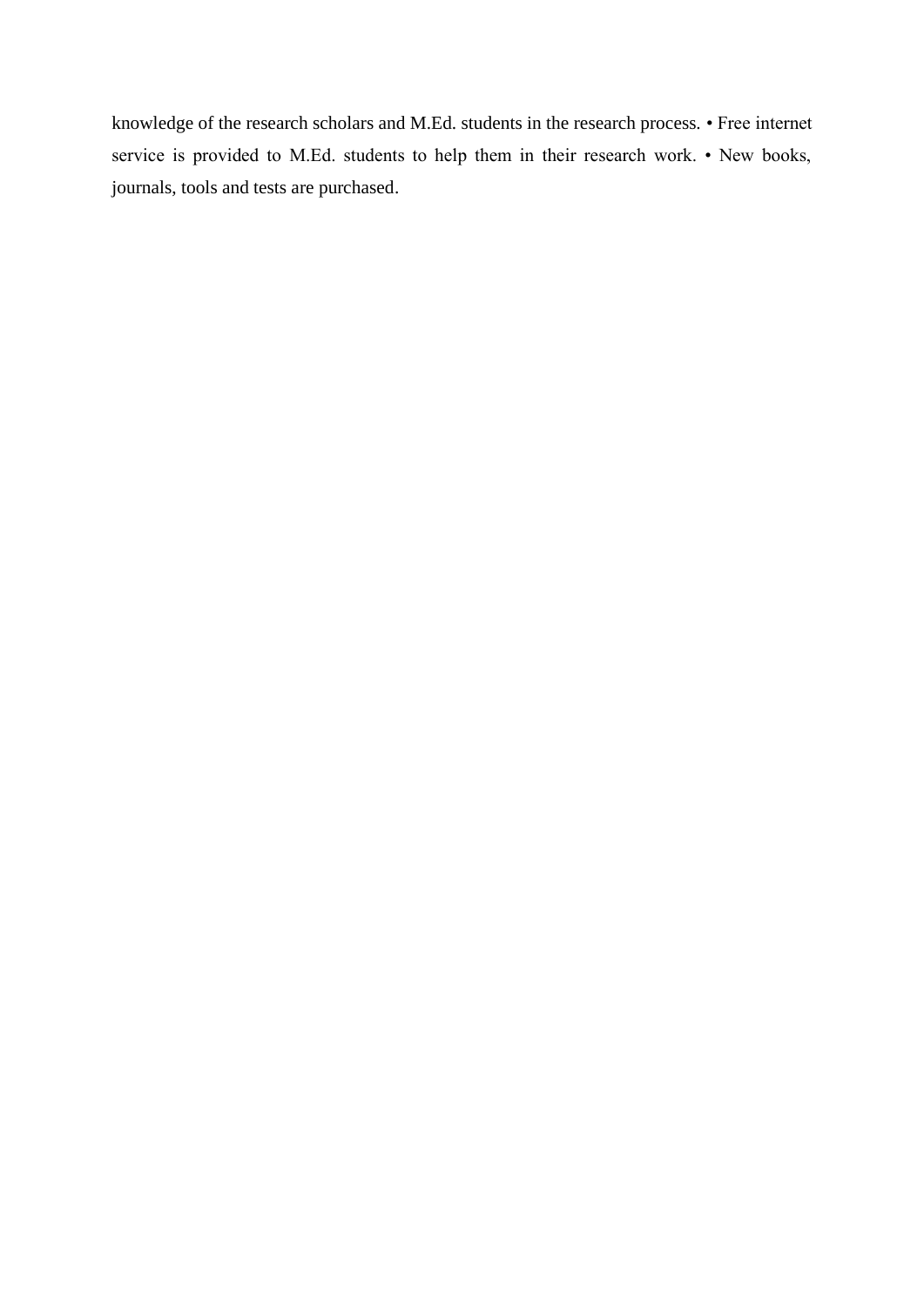knowledge of the research scholars and M.Ed. students in the research process. • Free internet service is provided to M.Ed. students to help them in their research work. • New books, journals, tools and tests are purchased.